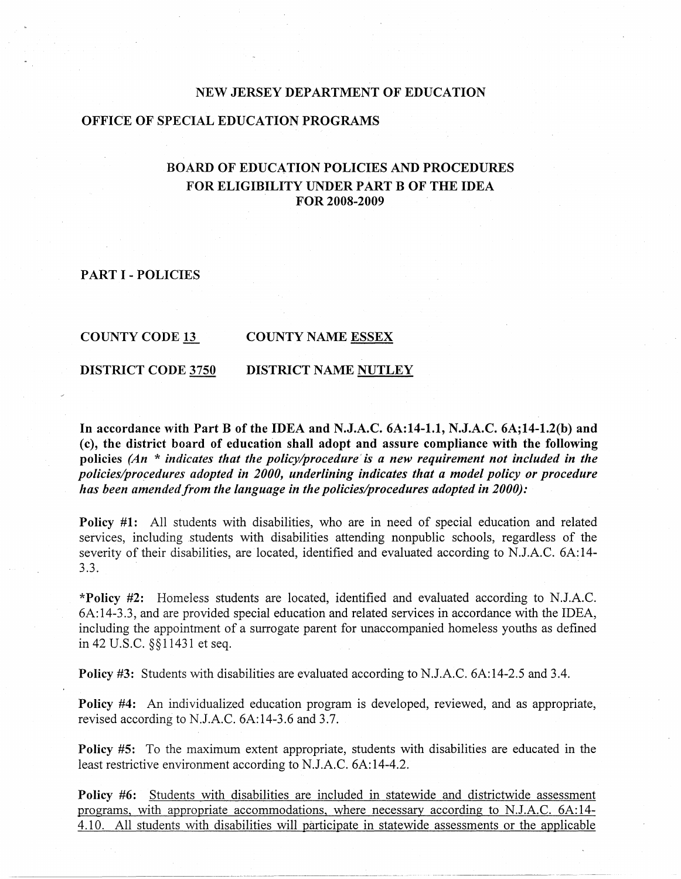## NEW JERSEY DEPARTMENT OF EDUCATION

## OFFICE OF SPECIAL EDUCATION PROGRAMS

## BOARD OF EDUCATION POLICIES AND PROCEDURES FOR ELIGIBILITY UNDER PART B OF THE IDEA FOR 2008-2009

### PART I - POLICIES

**COUNTY CODE <u>13</u>** **COUNTY NAME <u>ESSEX</u>**

**DISTRICT CODE <u>3750</u>** **DISTRICT NAME <u>NUTLEY</u>**

**In accordance with Part B of the IDEA and N.J.A.C. 6A:14-1.1, N.J.A.C. 6A;14-1.2(b) and (c), the district board of education shall adopt and assure compliance with the following policies *(An * indicates that the policy/procedure is a new requirement not included in the policies/procedures adopted in 2000, underlining indicates that a model policy or procedure has been amended from the language in the policies/procedures adopted in 2000):***

**Policy #1:** All students with disabilities, who are in need of special education and related services, including students with disabilities attending nonpublic schools, regardless of the severity of their disabilities, are located, identified and evaluated according to N.J.A.C. 6A:14-3.3.

***Policy #2:** Homeless students are located, identified and evaluated according to N.J.A.C. 6A:14-3.3, and are provided special education and related services in accordance with the IDEA, including the appointment of a surrogate parent for unaccompanied homeless youths as defined in 42 U.S.C. §§11431 et seq.

**Policy #3:** Students with disabilities are evaluated according to N.J.A.C. 6A:14-2.5 and 3.4.

**Policy #4:** An individualized education program is developed, reviewed, and as appropriate, revised according to N.J.A.C. 6A:14-3.6 and 3.7.

**Policy #5:** To the maximum extent appropriate, students with disabilities are educated in the least restrictive environment according to N.J.A.C. 6A:14-4.2.

**Policy #6:** <u>Students with disabilities are included in statewide and districtwide assessment programs, with appropriate accommodations, where necessary according to N.J.A.C. 6A:14-4.10. All students with disabilities will participate in statewide assessments or the applicable</u>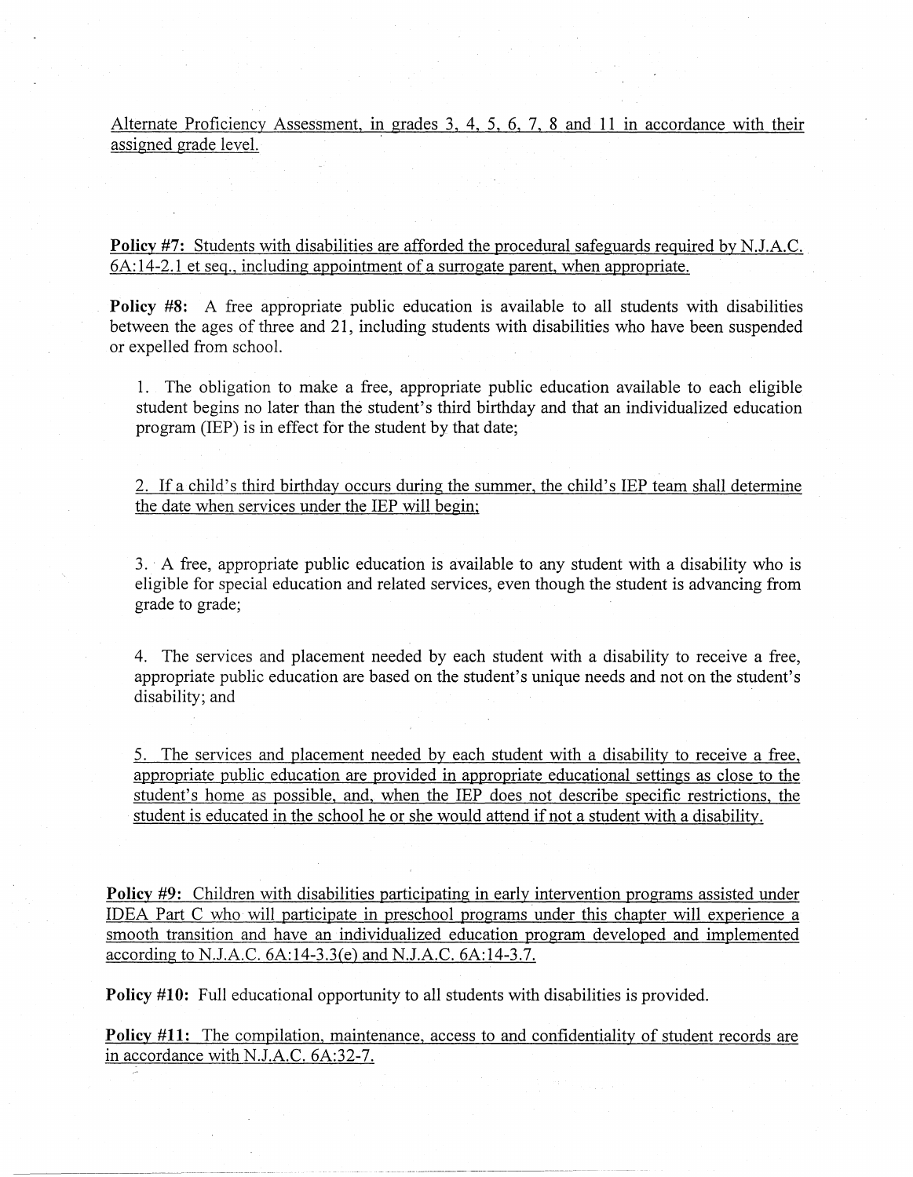Alternate Proficiency Assessment, in grades 3, 4, 5, 6, 7, 8 and 11 in accordance with their assigned grade level.

**Policy #7:** Students with disabilities are afforded the procedural safeguards required by N.J.A.C. 6A:14-2.1 et seq., including appointment of a surrogate parent, when appropriate.

**Policy #8:** A free appropriate public education is available to all students with disabilities between the ages of three and 21, including students with disabilities who have been suspended or expelled from school.

1. The obligation to make a free, appropriate public education available to each eligible student begins no later than the student's third birthday and that an individualized education program (IEP) is in effect for the student by that date;

2. If a child's third birthday occurs during the summer, the child's IEP team shall determine the date when services under the IEP will begin;

3. A free, appropriate public education is available to any student with a disability who is eligible for special education and related services, even though the student is advancing from grade to grade;

4. The services and placement needed by each student with a disability to receive a free, appropriate public education are based on the student's unique needs and not on the student's disability; and

5. The services and placement needed by each student with a disability to receive a free, appropriate public education are provided in appropriate educational settings as close to the student's home as possible, and, when the IEP does not describe specific restrictions, the student is educated in the school he or she would attend if not a student with a disability.

**Policy #9:** Children with disabilities participating in early intervention programs assisted under IDEA Part C who will participate in preschool programs under this chapter will experience a smooth transition and have an individualized education program developed and implemented according to N.J.A.C. 6A:14-3.3(e) and N.J.A.C. 6A:14-3.7.

**Policy #10:** Full educational opportunity to all students with disabilities is provided.

**Policy #11:** The compilation, maintenance, access to and confidentiality of student records are in accordance with N.J.A.C. 6A:32-7.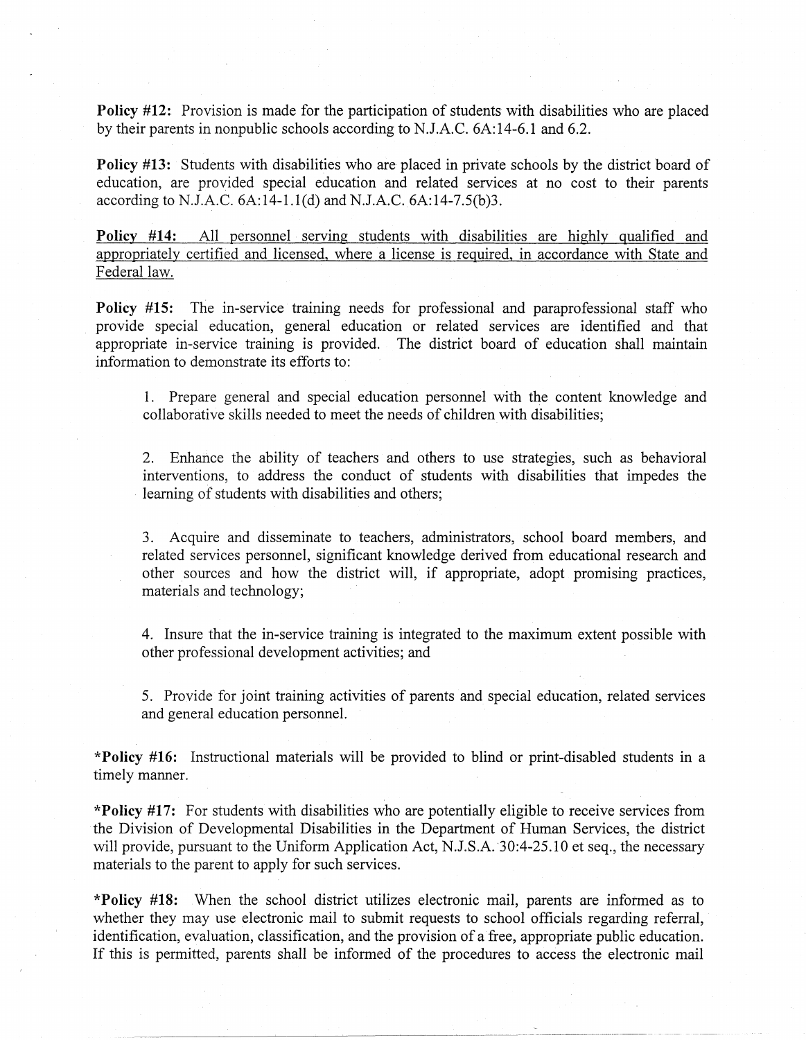**Policy #12:** Provision is made for the participation of students with disabilities who are placed by their parents in nonpublic schools according to N.J.A.C. 6A:14-6.1 and 6.2.

**Policy #13:** Students with disabilities who are placed in private schools by the district board of education, are provided special education and related services at no cost to their parents according to N.J.A.C. 6A:14-1.1(d) and N.J.A.C. 6A:14-7.5(b)3.

<u>**Policy #14:** All personnel serving students with disabilities are highly qualified and appropriately certified and licensed, where a license is required, in accordance with State and Federal law.</u>

**Policy #15:** The in-service training needs for professional and paraprofessional staff who provide special education, general education or related services are identified and that appropriate in-service training is provided. The district board of education shall maintain information to demonstrate its efforts to:

1. Prepare general and special education personnel with the content knowledge and collaborative skills needed to meet the needs of children with disabilities;

2. Enhance the ability of teachers and others to use strategies, such as behavioral interventions, to address the conduct of students with disabilities that impedes the learning of students with disabilities and others;

3. Acquire and disseminate to teachers, administrators, school board members, and related services personnel, significant knowledge derived from educational research and other sources and how the district will, if appropriate, adopt promising practices, materials and technology;

4. Insure that the in-service training is integrated to the maximum extent possible with other professional development activities; and

5. Provide for joint training activities of parents and special education, related services and general education personnel.

***Policy #16:** Instructional materials will be provided to blind or print-disabled students in a timely manner.

***Policy #17:** For students with disabilities who are potentially eligible to receive services from the Division of Developmental Disabilities in the Department of Human Services, the district will provide, pursuant to the Uniform Application Act, N.J.S.A. 30:4-25.10 et seq., the necessary materials to the parent to apply for such services.

***Policy #18:** When the school district utilizes electronic mail, parents are informed as to whether they may use electronic mail to submit requests to school officials regarding referral, identification, evaluation, classification, and the provision of a free, appropriate public education. If this is permitted, parents shall be informed of the procedures to access the electronic mail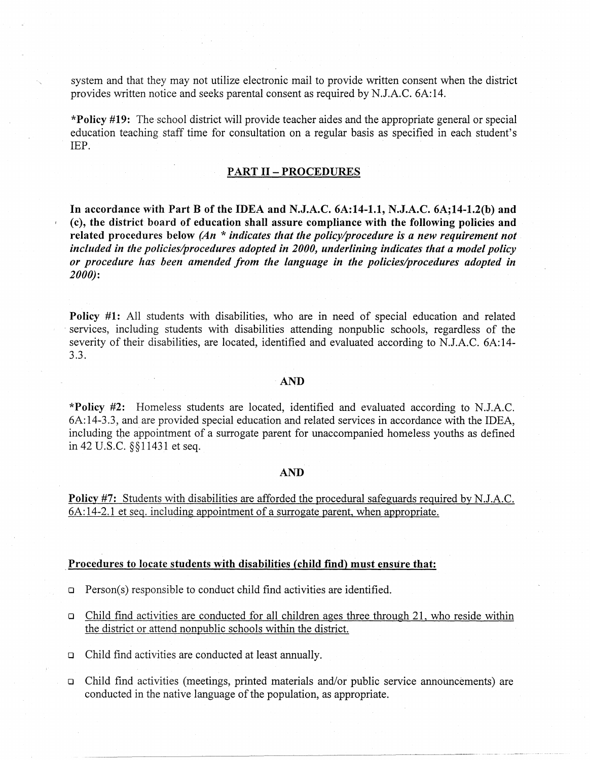system and that they may not utilize electronic mail to provide written consent when the district provides written notice and seeks parental consent as required by N.J.A.C. 6A:14.

***Policy #19:** The school district will provide teacher aides and the appropriate general or special education teaching staff time for consultation on a regular basis as specified in each student's IEP.

## <u>PART II – PROCEDURES</u>

**In accordance with Part B of the IDEA and N.J.A.C. 6A:14-1.1, N.J.A.C. 6A;14-1.2(b) and (c), the district board of education shall assure compliance with the following policies and related procedures below** ***(An * indicates that the policy/procedure is a new requirement not included in the policies/procedures adopted in 2000, underlining indicates that a model policy or procedure has been amended from the language in the policies/procedures adopted in 2000)*****:**

**Policy #1:** All students with disabilities, who are in need of special education and related services, including students with disabilities attending nonpublic schools, regardless of the severity of their disabilities, are located, identified and evaluated according to N.J.A.C. 6A:14-3.3.

**AND**

***Policy #2:** Homeless students are located, identified and evaluated according to N.J.A.C. 6A:14-3.3, and are provided special education and related services in accordance with the IDEA, including the appointment of a surrogate parent for unaccompanied homeless youths as defined in 42 U.S.C. §§11431 et seq.

**AND**

<u>**Policy #7:** Students with disabilities are afforded the procedural safeguards required by N.J.A.C. 6A:14-2.1 et seq. including appointment of a surrogate parent, when appropriate.</u>

**<u>Procedures to locate students with disabilities (child find) must ensure that:</u>**

- Person(s) responsible to conduct child find activities are identified.
- <u>Child find activities are conducted for all children ages three through 21, who reside within the district or attend nonpublic schools within the district.</u>
- Child find activities are conducted at least annually.
- Child find activities (meetings, printed materials and/or public service announcements) are conducted in the native language of the population, as appropriate.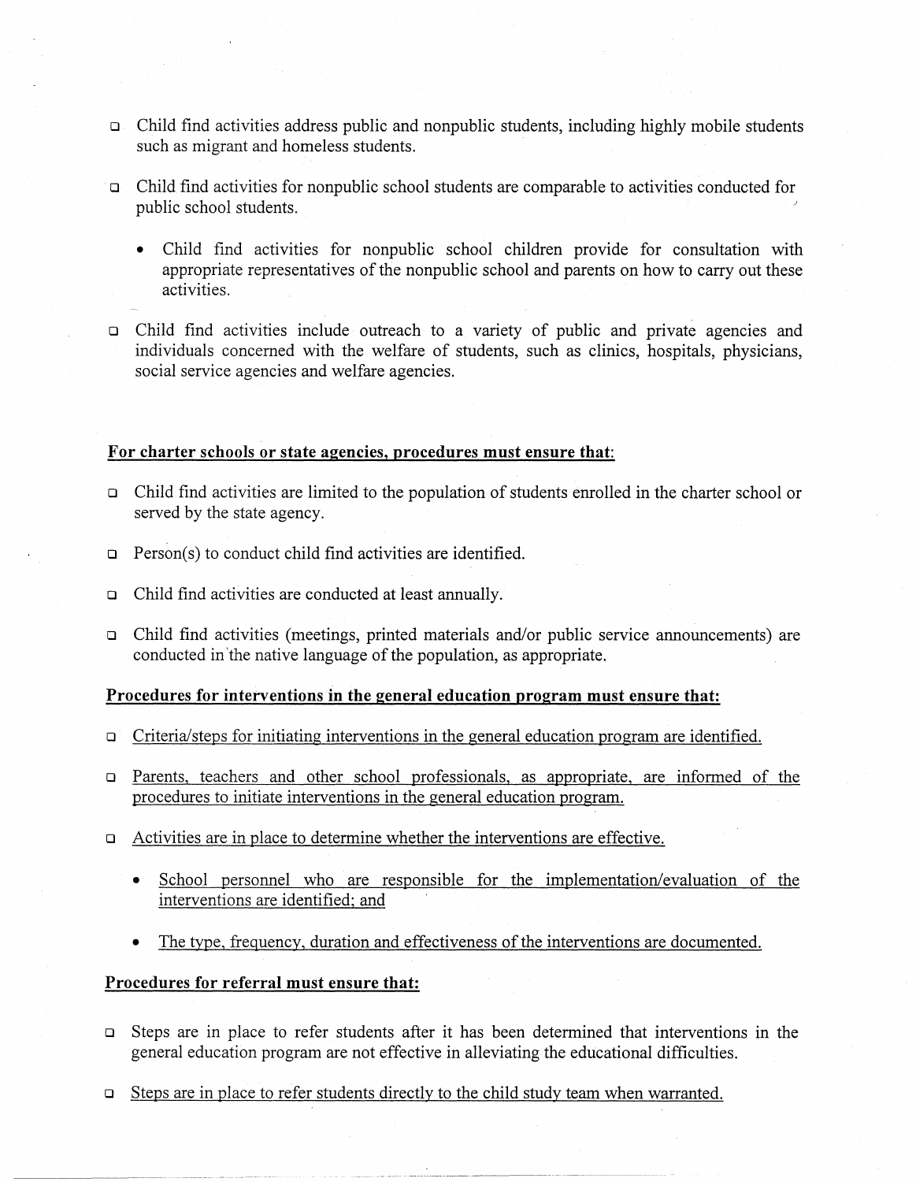- ❑ Child find activities address public and nonpublic students, including highly mobile students such as migrant and homeless students.

- ❑ Child find activities for nonpublic school students are comparable to activities conducted for public school students.

  - Child find activities for nonpublic school children provide for consultation with appropriate representatives of the nonpublic school and parents on how to carry out these activities.

- ❑ Child find activities include outreach to a variety of public and private agencies and individuals concerned with the welfare of students, such as clinics, hospitals, physicians, social service agencies and welfare agencies.

**For charter schools or state agencies, procedures must ensure that:**

- ❑ Child find activities are limited to the population of students enrolled in the charter school or served by the state agency.

- ❑ Person(s) to conduct child find activities are identified.

- ❑ Child find activities are conducted at least annually.

- ❑ Child find activities (meetings, printed materials and/or public service announcements) are conducted in the native language of the population, as appropriate.

**Procedures for interventions in the general education program must ensure that:**

- ❑ Criteria/steps for initiating interventions in the general education program are identified.

- ❑ Parents, teachers and other school professionals, as appropriate, are informed of the procedures to initiate interventions in the general education program.

- ❑ Activities are in place to determine whether the interventions are effective.

  - School personnel who are responsible for the implementation/evaluation of the interventions are identified; and

  - The type, frequency, duration and effectiveness of the interventions are documented.

**Procedures for referral must ensure that:**

- ❑ Steps are in place to refer students after it has been determined that interventions in the general education program are not effective in alleviating the educational difficulties.

- ❑ Steps are in place to refer students directly to the child study team when warranted.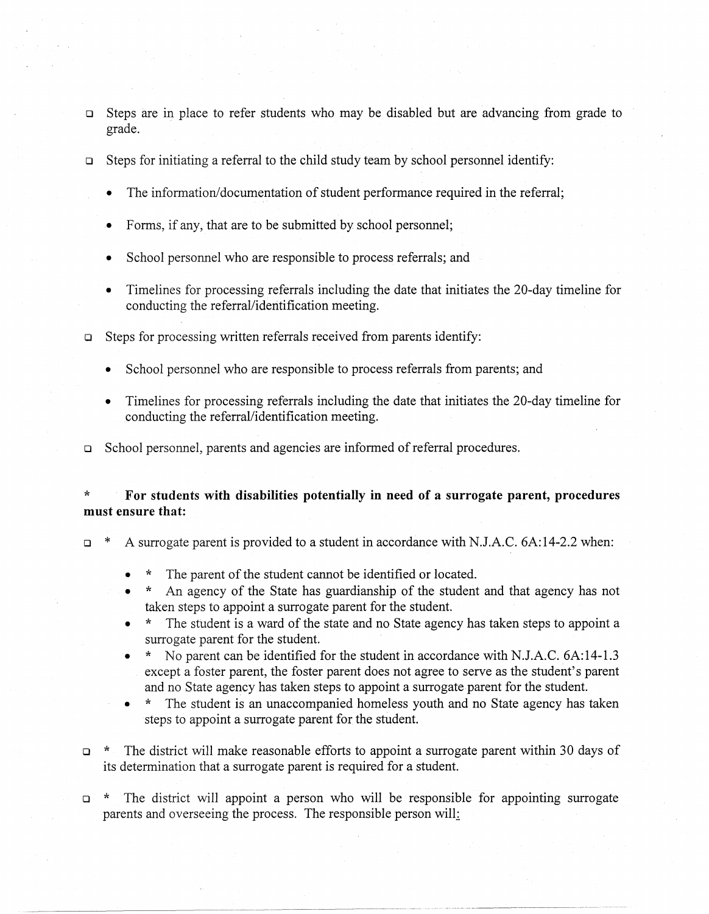- ❑ Steps are in place to refer students who may be disabled but are advancing from grade to grade.

- ❑ Steps for initiating a referral to the child study team by school personnel identify:
  - The information/documentation of student performance required in the referral;
  - Forms, if any, that are to be submitted by school personnel;
  - School personnel who are responsible to process referrals; and
  - Timelines for processing referrals including the date that initiates the 20-day timeline for conducting the referral/identification meeting.

- ❑ Steps for processing written referrals received from parents identify:
  - School personnel who are responsible to process referrals from parents; and
  - Timelines for processing referrals including the date that initiates the 20-day timeline for conducting the referral/identification meeting.

- ❑ School personnel, parents and agencies are informed of referral procedures.

**\* For students with disabilities potentially in need of a surrogate parent, procedures must ensure that:**

- ❑ \* A surrogate parent is provided to a student in accordance with N.J.A.C. 6A:14-2.2 when:
  - \* The parent of the student cannot be identified or located.
  - \* An agency of the State has guardianship of the student and that agency has not taken steps to appoint a surrogate parent for the student.
  - \* The student is a ward of the state and no State agency has taken steps to appoint a surrogate parent for the student.
  - \* No parent can be identified for the student in accordance with N.J.A.C. 6A:14-1.3 except a foster parent, the foster parent does not agree to serve as the student's parent and no State agency has taken steps to appoint a surrogate parent for the student.
  - \* The student is an unaccompanied homeless youth and no State agency has taken steps to appoint a surrogate parent for the student.

- ❑ \* The district will make reasonable efforts to appoint a surrogate parent within 30 days of its determination that a surrogate parent is required for a student.

- ❑ \* The district will appoint a person who will be responsible for appointing surrogate parents and overseeing the process. The responsible person will: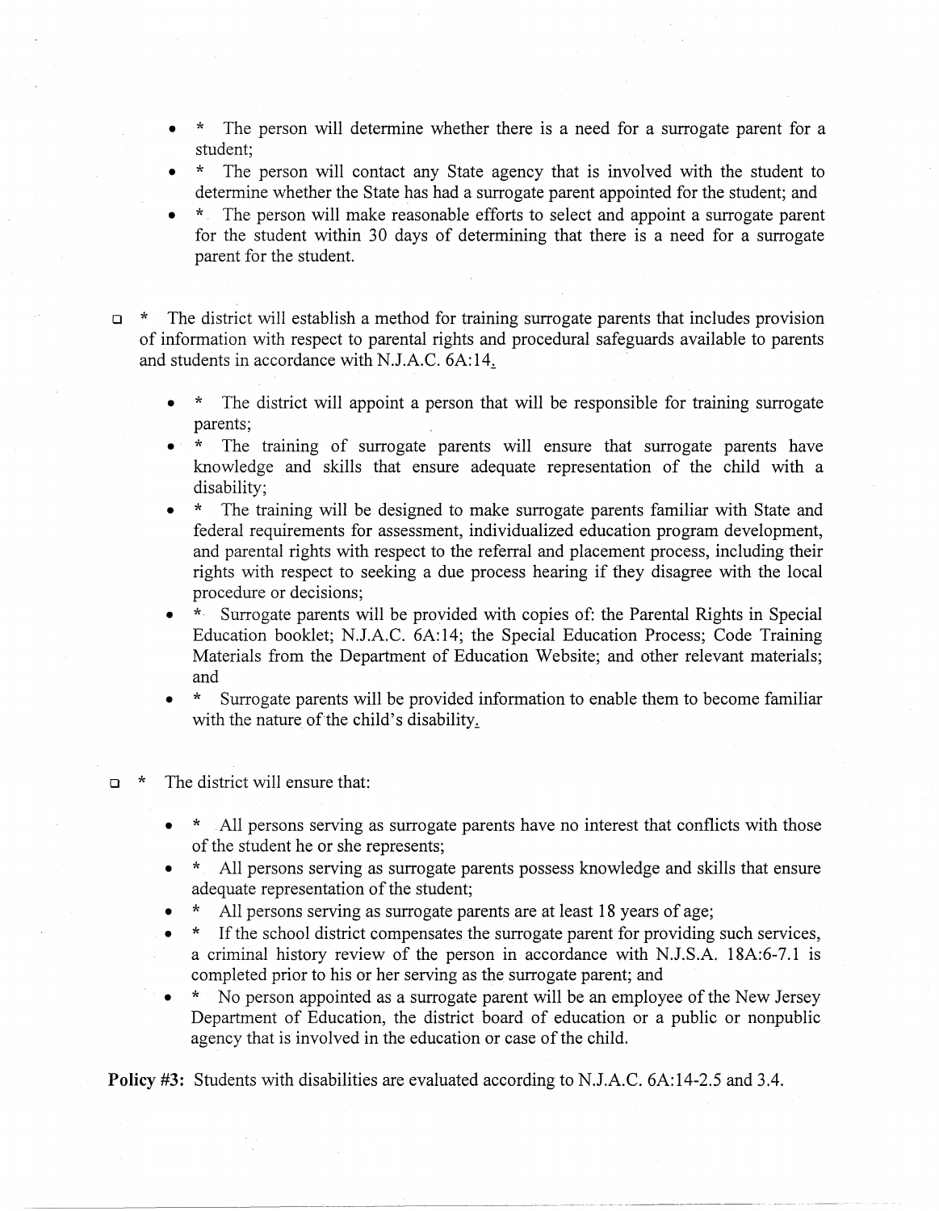- * The person will determine whether there is a need for a surrogate parent for a student;
- * The person will contact any State agency that is involved with the student to determine whether the State has had a surrogate parent appointed for the student; and
- * The person will make reasonable efforts to select and appoint a surrogate parent for the student within 30 days of determining that there is a need for a surrogate parent for the student.

❑ * The district will establish a method for training surrogate parents that includes provision of information with respect to parental rights and procedural safeguards available to parents and students in accordance with N.J.A.C. 6A:14.

- * The district will appoint a person that will be responsible for training surrogate parents;
- * The training of surrogate parents will ensure that surrogate parents have knowledge and skills that ensure adequate representation of the child with a disability;
- * The training will be designed to make surrogate parents familiar with State and federal requirements for assessment, individualized education program development, and parental rights with respect to the referral and placement process, including their rights with respect to seeking a due process hearing if they disagree with the local procedure or decisions;
- * Surrogate parents will be provided with copies of: the Parental Rights in Special Education booklet; N.J.A.C. 6A:14; the Special Education Process; Code Training Materials from the Department of Education Website; and other relevant materials; and
- * Surrogate parents will be provided information to enable them to become familiar with the nature of the child's disability.

❑ * The district will ensure that:

- * All persons serving as surrogate parents have no interest that conflicts with those of the student he or she represents;
- * All persons serving as surrogate parents possess knowledge and skills that ensure adequate representation of the student;
- * All persons serving as surrogate parents are at least 18 years of age;
- * If the school district compensates the surrogate parent for providing such services, a criminal history review of the person in accordance with N.J.S.A. 18A:6-7.1 is completed prior to his or her serving as the surrogate parent; and
- * No person appointed as a surrogate parent will be an employee of the New Jersey Department of Education, the district board of education or a public or nonpublic agency that is involved in the education or case of the child.

**Policy #3:** Students with disabilities are evaluated according to N.J.A.C. 6A:14-2.5 and 3.4.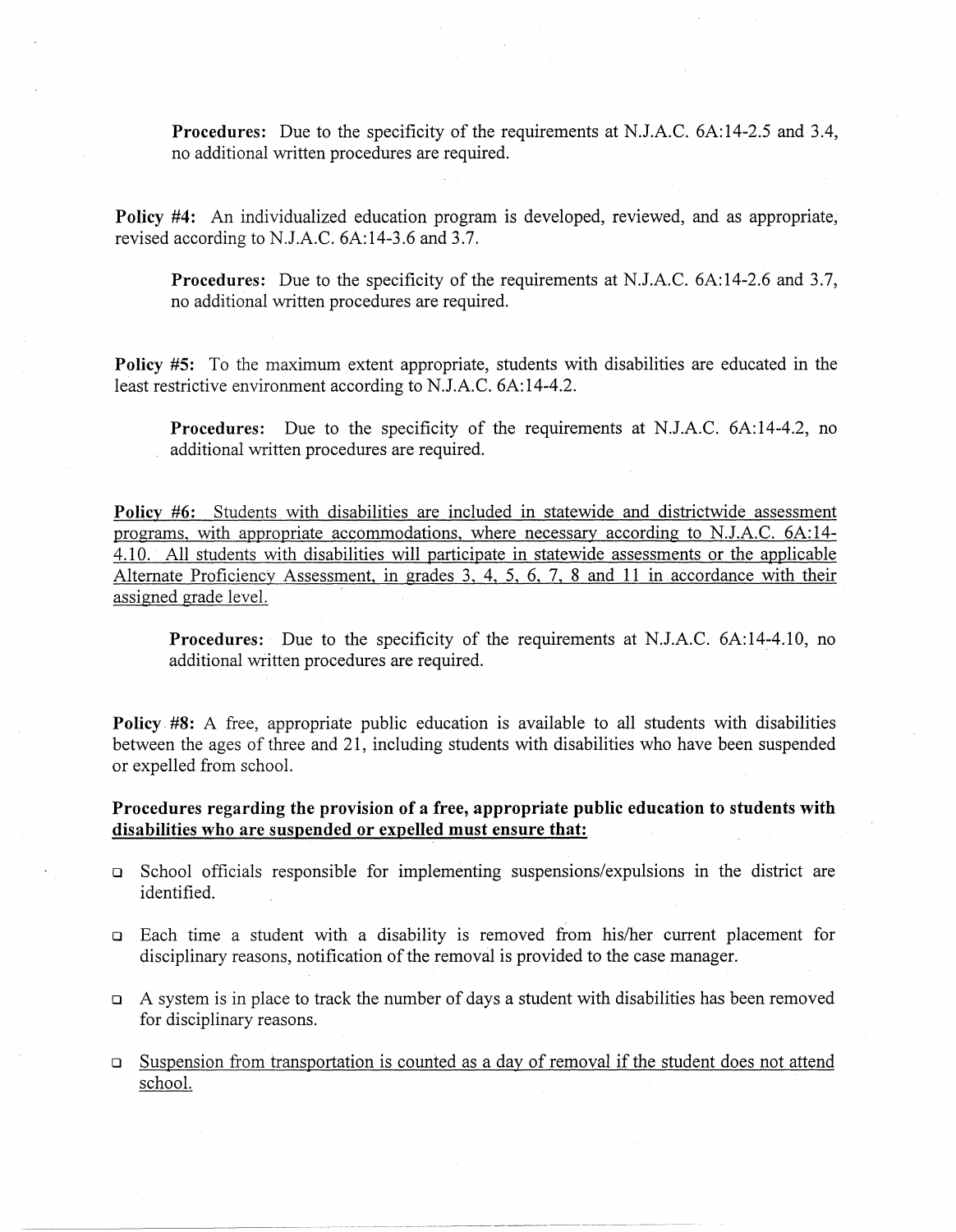**Procedures:** Due to the specificity of the requirements at N.J.A.C. 6A:14-2.5 and 3.4, no additional written procedures are required.

**Policy #4:** An individualized education program is developed, reviewed, and as appropriate, revised according to N.J.A.C. 6A:14-3.6 and 3.7.

**Procedures:** Due to the specificity of the requirements at N.J.A.C. 6A:14-2.6 and 3.7, no additional written procedures are required.

**Policy #5:** To the maximum extent appropriate, students with disabilities are educated in the least restrictive environment according to N.J.A.C. 6A:14-4.2.

**Procedures:** Due to the specificity of the requirements at N.J.A.C. 6A:14-4.2, no additional written procedures are required.

<u>**Policy #6:** Students with disabilities are included in statewide and districtwide assessment programs, with appropriate accommodations, where necessary according to N.J.A.C. 6A:14-4.10. All students with disabilities will participate in statewide assessments or the applicable Alternate Proficiency Assessment, in grades 3, 4, 5, 6, 7, 8 and 11 in accordance with their assigned grade level.</u>

**Procedures:** Due to the specificity of the requirements at N.J.A.C. 6A:14-4.10, no additional written procedures are required.

**Policy #8:** A free, appropriate public education is available to all students with disabilities between the ages of three and 21, including students with disabilities who have been suspended or expelled from school.

**Procedures regarding the provision of a free, appropriate public education to students with <u>disabilities who are suspended or expelled must ensure that:</u>**

- School officials responsible for implementing suspensions/expulsions in the district are identified.
- Each time a student with a disability is removed from his/her current placement for disciplinary reasons, notification of the removal is provided to the case manager.
- A system is in place to track the number of days a student with disabilities has been removed for disciplinary reasons.
- <u>Suspension from transportation is counted as a day of removal if the student does not attend school.</u>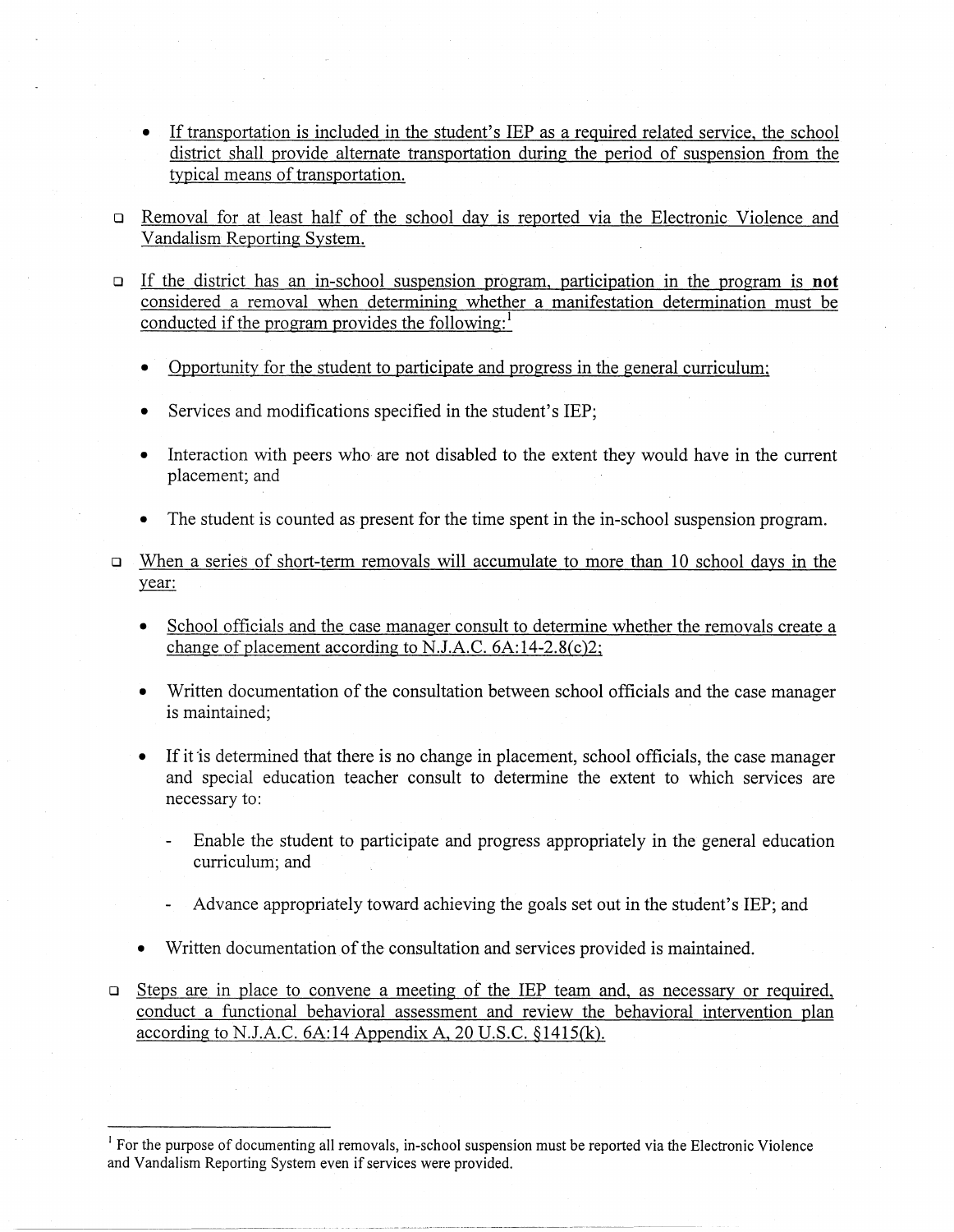- If transportation is included in the student's IEP as a required related service, the school district shall provide alternate transportation during the period of suspension from the typical means of transportation.

- ❑ Removal for at least half of the school day is reported via the Electronic Violence and Vandalism Reporting System.

- ❑ If the district has an in-school suspension program, participation in the program is **not** considered a removal when determining whether a manifestation determination must be conducted if the program provides the following:[1]

  - Opportunity for the student to participate and progress in the general curriculum;
  - Services and modifications specified in the student's IEP;
  - Interaction with peers who are not disabled to the extent they would have in the current placement; and
  - The student is counted as present for the time spent in the in-school suspension program.

- ❑ When a series of short-term removals will accumulate to more than 10 school days in the year:

  - School officials and the case manager consult to determine whether the removals create a change of placement according to N.J.A.C. 6A:14-2.8(c)2;
  - Written documentation of the consultation between school officials and the case manager is maintained;
  - If it is determined that there is no change in placement, school officials, the case manager and special education teacher consult to determine the extent to which services are necessary to:
    - Enable the student to participate and progress appropriately in the general education curriculum; and
    - Advance appropriately toward achieving the goals set out in the student's IEP; and
  - Written documentation of the consultation and services provided is maintained.

- ❑ Steps are in place to convene a meeting of the IEP team and, as necessary or required, conduct a functional behavioral assessment and review the behavioral intervention plan according to N.J.A.C. 6A:14 Appendix A, 20 U.S.C. §1415(k).

---

[1] For the purpose of documenting all removals, in-school suspension must be reported via the Electronic Violence and Vandalism Reporting System even if services were provided.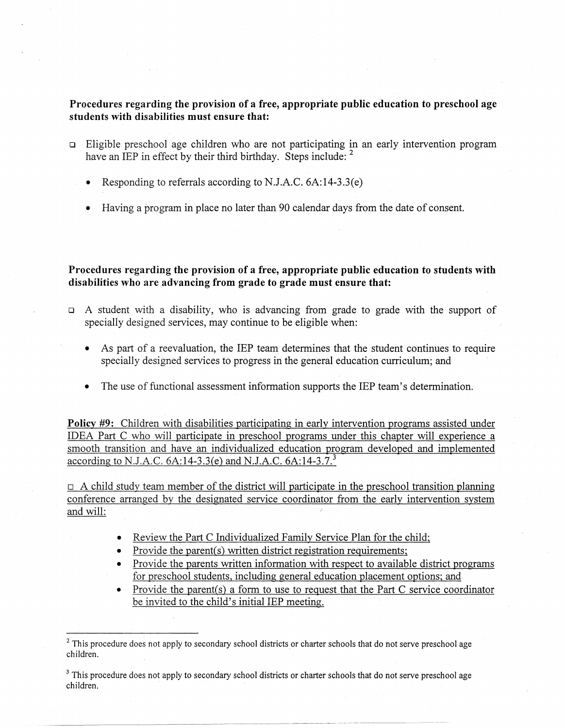**Procedures regarding the provision of a free, appropriate public education to preschool age students with disabilities must ensure that:**

- Eligible preschool age children who are not participating in an early intervention program have an IEP in effect by their third birthday. Steps include: [2]
  - Responding to referrals according to N.J.A.C. 6A:14-3.3(e)
  - Having a program in place no later than 90 calendar days from the date of consent.

**Procedures regarding the provision of a free, appropriate public education to students with disabilities who are advancing from grade to grade must ensure that:**

- A student with a disability, who is advancing from grade to grade with the support of specially designed services, may continue to be eligible when:
  - As part of a reevaluation, the IEP team determines that the student continues to require specially designed services to progress in the general education curriculum; and
  - The use of functional assessment information supports the IEP team's determination.

**Policy #9:** Children with disabilities participating in early intervention programs assisted under IDEA Part C who will participate in preschool programs under this chapter will experience a smooth transition and have an individualized education program developed and implemented according to N.J.A.C. 6A:14-3.3(e) and N.J.A.C. 6A:14-3.7.[3]

- A child study team member of the district will participate in the preschool transition planning conference arranged by the designated service coordinator from the early intervention system and will:
  - Review the Part C Individualized Family Service Plan for the child;
  - Provide the parent(s) written district registration requirements;
  - Provide the parents written information with respect to available district programs for preschool students, including general education placement options; and
  - Provide the parent(s) a form to use to request that the Part C service coordinator be invited to the child's initial IEP meeting.

---

[2] This procedure does not apply to secondary school districts or charter schools that do not serve preschool age children.

[3] This procedure does not apply to secondary school districts or charter schools that do not serve preschool age children.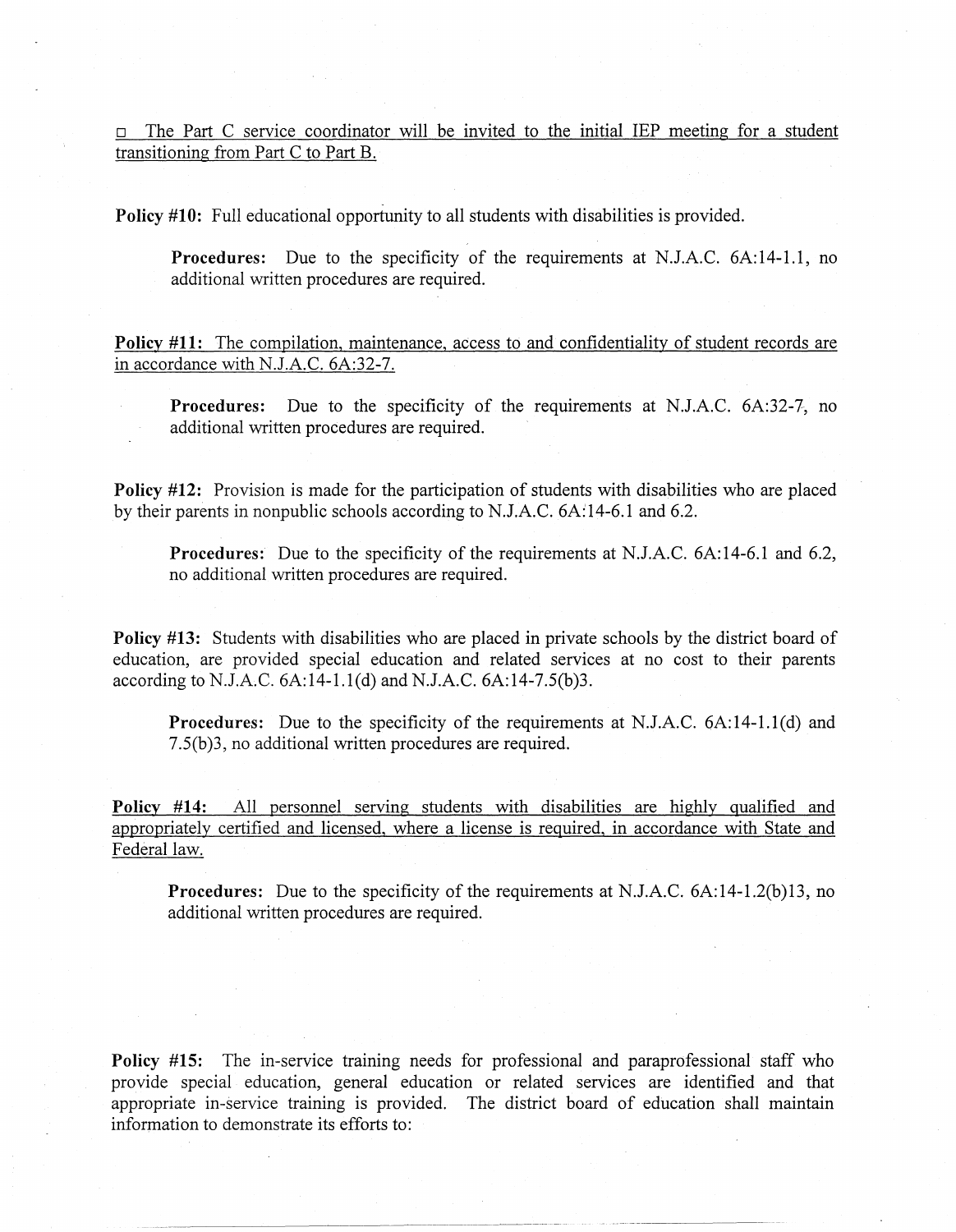□ <u>The Part C service coordinator will be invited to the initial IEP meeting for a student transitioning from Part C to Part B.</u>

**Policy #10:** Full educational opportunity to all students with disabilities is provided.

> **Procedures:** Due to the specificity of the requirements at N.J.A.C. 6A:14-1.1, no additional written procedures are required.

<u>**Policy #11:** The compilation, maintenance, access to and confidentiality of student records are in accordance with N.J.A.C. 6A:32-7.</u>

> **Procedures:** Due to the specificity of the requirements at N.J.A.C. 6A:32-7, no additional written procedures are required.

**Policy #12:** Provision is made for the participation of students with disabilities who are placed by their parents in nonpublic schools according to N.J.A.C. 6A:14-6.1 and 6.2.

> **Procedures:** Due to the specificity of the requirements at N.J.A.C. 6A:14-6.1 and 6.2, no additional written procedures are required.

**Policy #13:** Students with disabilities who are placed in private schools by the district board of education, are provided special education and related services at no cost to their parents according to N.J.A.C. 6A:14-1.1(d) and N.J.A.C. 6A:14-7.5(b)3.

> **Procedures:** Due to the specificity of the requirements at N.J.A.C. 6A:14-1.1(d) and 7.5(b)3, no additional written procedures are required.

<u>**Policy #14:** All personnel serving students with disabilities are highly qualified and appropriately certified and licensed, where a license is required, in accordance with State and Federal law.</u>

> **Procedures:** Due to the specificity of the requirements at N.J.A.C. 6A:14-1.2(b)13, no additional written procedures are required.

**Policy #15:** The in-service training needs for professional and paraprofessional staff who provide special education, general education or related services are identified and that appropriate in-service training is provided. The district board of education shall maintain information to demonstrate its efforts to: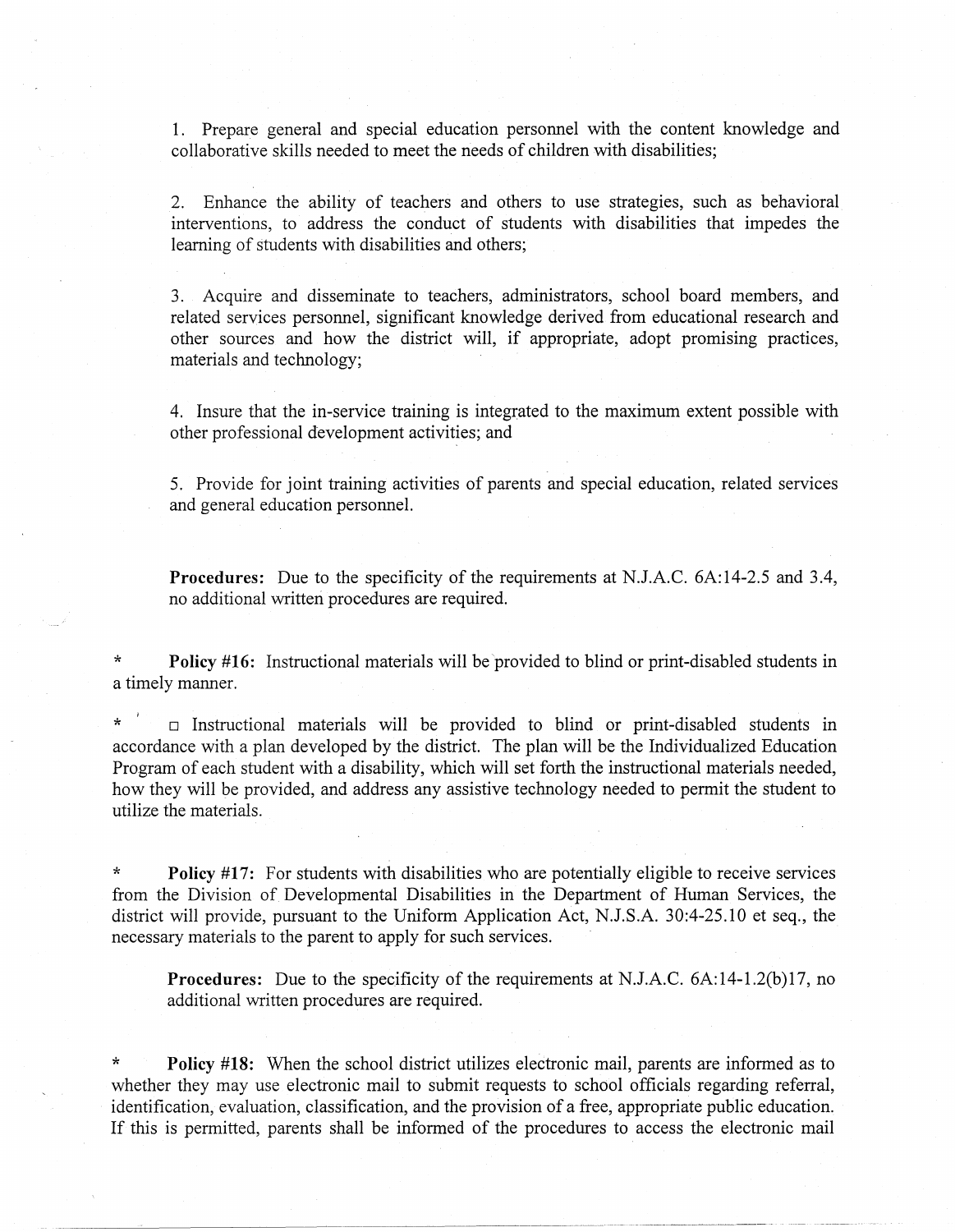1. Prepare general and special education personnel with the content knowledge and collaborative skills needed to meet the needs of children with disabilities;

2. Enhance the ability of teachers and others to use strategies, such as behavioral interventions, to address the conduct of students with disabilities that impedes the learning of students with disabilities and others;

3. Acquire and disseminate to teachers, administrators, school board members, and related services personnel, significant knowledge derived from educational research and other sources and how the district will, if appropriate, adopt promising practices, materials and technology;

4. Insure that the in-service training is integrated to the maximum extent possible with other professional development activities; and

5. Provide for joint training activities of parents and special education, related services and general education personnel.

**Procedures:** Due to the specificity of the requirements at N.J.A.C. 6A:14-2.5 and 3.4, no additional written procedures are required.

\* **Policy #16:** Instructional materials will be provided to blind or print-disabled students in a timely manner.

\* □ Instructional materials will be provided to blind or print-disabled students in accordance with a plan developed by the district. The plan will be the Individualized Education Program of each student with a disability, which will set forth the instructional materials needed, how they will be provided, and address any assistive technology needed to permit the student to utilize the materials.

\* **Policy #17:** For students with disabilities who are potentially eligible to receive services from the Division of Developmental Disabilities in the Department of Human Services, the district will provide, pursuant to the Uniform Application Act, N.J.S.A. 30:4-25.10 et seq., the necessary materials to the parent to apply for such services.

**Procedures:** Due to the specificity of the requirements at N.J.A.C. 6A:14-1.2(b)17, no additional written procedures are required.

\* **Policy #18:** When the school district utilizes electronic mail, parents are informed as to whether they may use electronic mail to submit requests to school officials regarding referral, identification, evaluation, classification, and the provision of a free, appropriate public education. If this is permitted, parents shall be informed of the procedures to access the electronic mail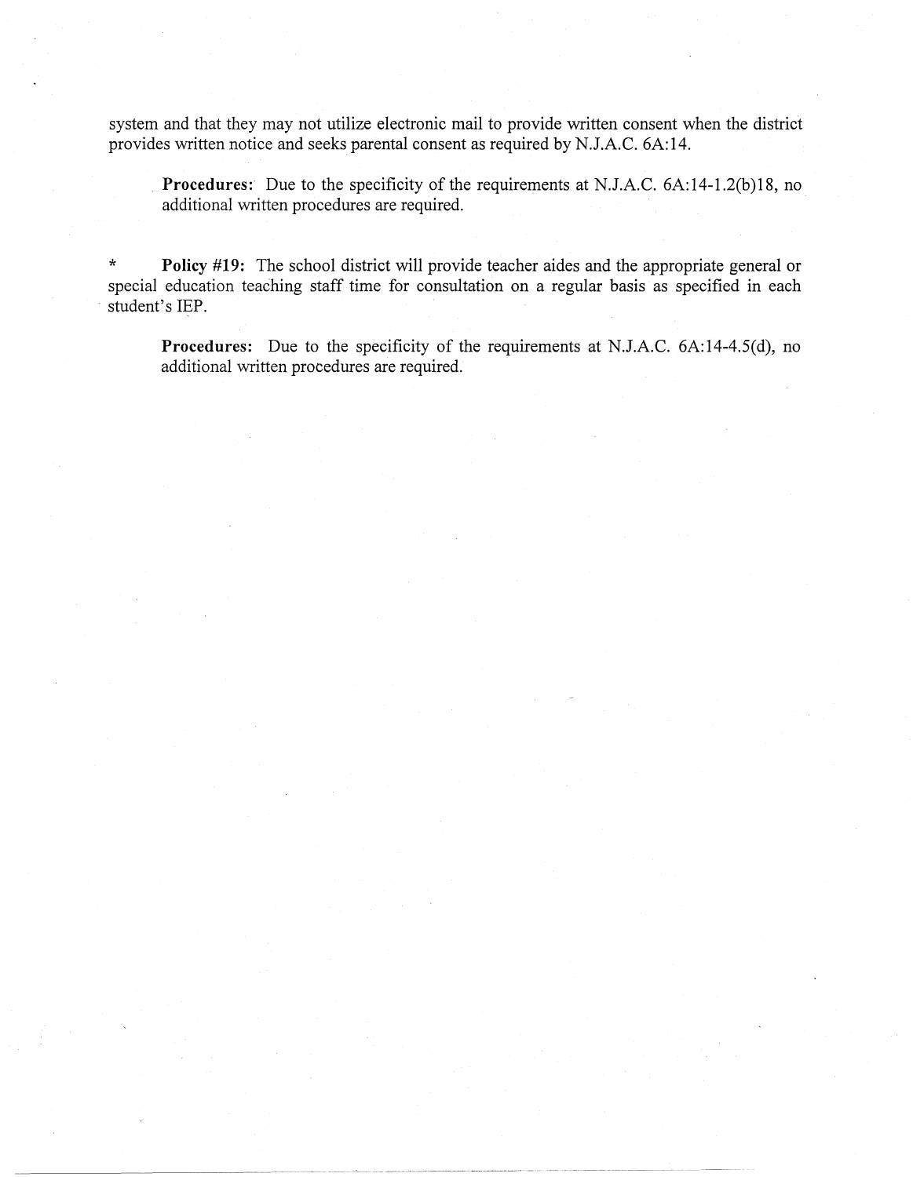system and that they may not utilize electronic mail to provide written consent when the district provides written notice and seeks parental consent as required by N.J.A.C. 6A:14.

> **Procedures:** Due to the specificity of the requirements at N.J.A.C. 6A:14-1.2(b)18, no additional written procedures are required.

\* **Policy #19:** The school district will provide teacher aides and the appropriate general or special education teaching staff time for consultation on a regular basis as specified in each student's IEP.

> **Procedures:** Due to the specificity of the requirements at N.J.A.C. 6A:14-4.5(d), no additional written procedures are required.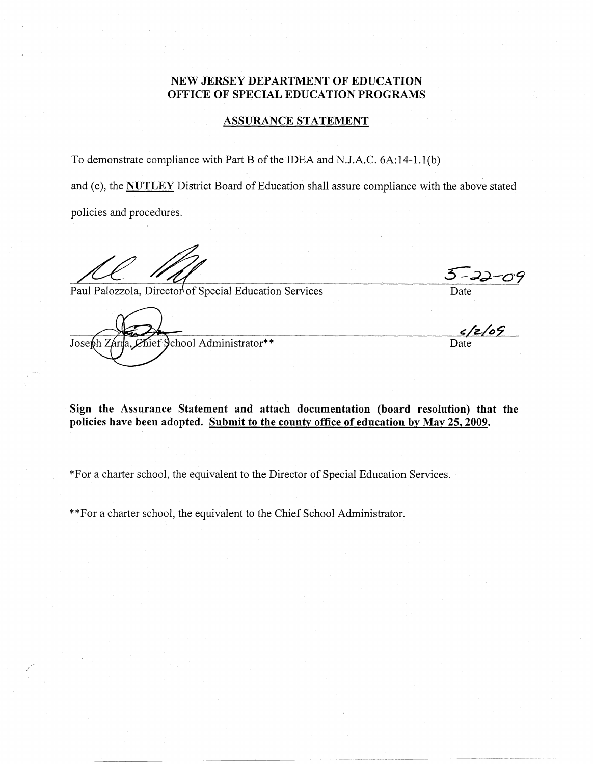**NEW JERSEY DEPARTMENT OF EDUCATION**
**OFFICE OF SPECIAL EDUCATION PROGRAMS**

**ASSURANCE STATEMENT**

To demonstrate compliance with Part B of the IDEA and N.J.A.C. 6A:14-1.1(b) and (c), the **NUTLEY** District Board of Education shall assure compliance with the above stated policies and procedures.

Paul Palozzola, Director of Special Education Services — Date: 5-22-09

Joseph Zarra, Chief School Administrator** — Date: 6/2/09

**Sign the Assurance Statement and attach documentation (board resolution) that the policies have been adopted. Submit to the county office of education by May 25, 2009.**

*For a charter school, the equivalent to the Director of Special Education Services.

**For a charter school, the equivalent to the Chief School Administrator.